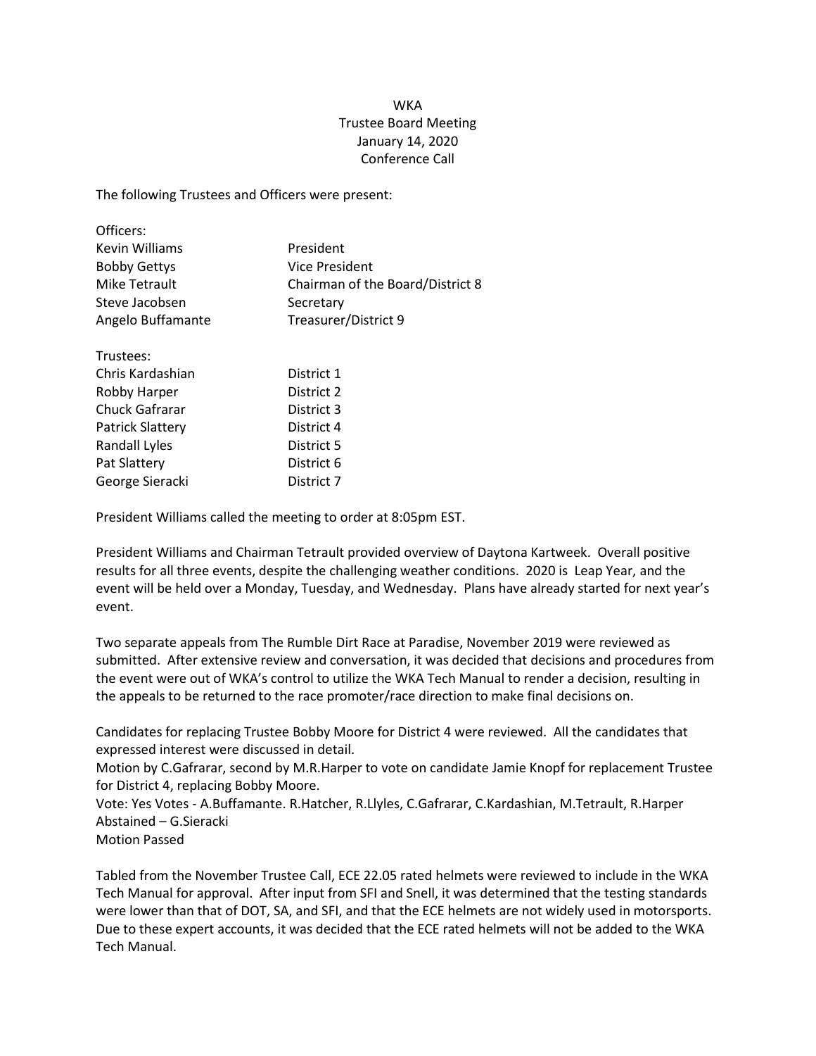WKA
Trustee Board Meeting
January 14, 2020
Conference Call

The following Trustees and Officers were present:

| Officers: | |
|---|---|
| Kevin Williams | President |
| Bobby Gettys | Vice President |
| Mike Tetrault | Chairman of the Board/District 8 |
| Steve Jacobsen | Secretary |
| Angelo Buffamante | Treasurer/District 9 |

| Trustees: | |
|---|---|
| Chris Kardashian | District 1 |
| Robby Harper | District 2 |
| Chuck Gafrarar | District 3 |
| Patrick Slattery | District 4 |
| Randall Lyles | District 5 |
| Pat Slattery | District 6 |
| George Sieracki | District 7 |

President Williams called the meeting to order at 8:05pm EST.

President Williams and Chairman Tetrault provided overview of Daytona Kartweek. Overall positive results for all three events, despite the challenging weather conditions. 2020 is Leap Year, and the event will be held over a Monday, Tuesday, and Wednesday. Plans have already started for next year's event.

Two separate appeals from The Rumble Dirt Race at Paradise, November 2019 were reviewed as submitted. After extensive review and conversation, it was decided that decisions and procedures from the event were out of WKA's control to utilize the WKA Tech Manual to render a decision, resulting in the appeals to be returned to the race promoter/race direction to make final decisions on.

Candidates for replacing Trustee Bobby Moore for District 4 were reviewed. All the candidates that expressed interest were discussed in detail.
Motion by C.Gafrarar, second by M.R.Harper to vote on candidate Jamie Knopf for replacement Trustee for District 4, replacing Bobby Moore.
Vote: Yes Votes - A.Buffamante. R.Hatcher, R.Llyles, C.Gafrarar, C.Kardashian, M.Tetrault, R.Harper
Abstained – G.Sieracki
Motion Passed

Tabled from the November Trustee Call, ECE 22.05 rated helmets were reviewed to include in the WKA Tech Manual for approval. After input from SFI and Snell, it was determined that the testing standards were lower than that of DOT, SA, and SFI, and that the ECE helmets are not widely used in motorsports. Due to these expert accounts, it was decided that the ECE rated helmets will not be added to the WKA Tech Manual.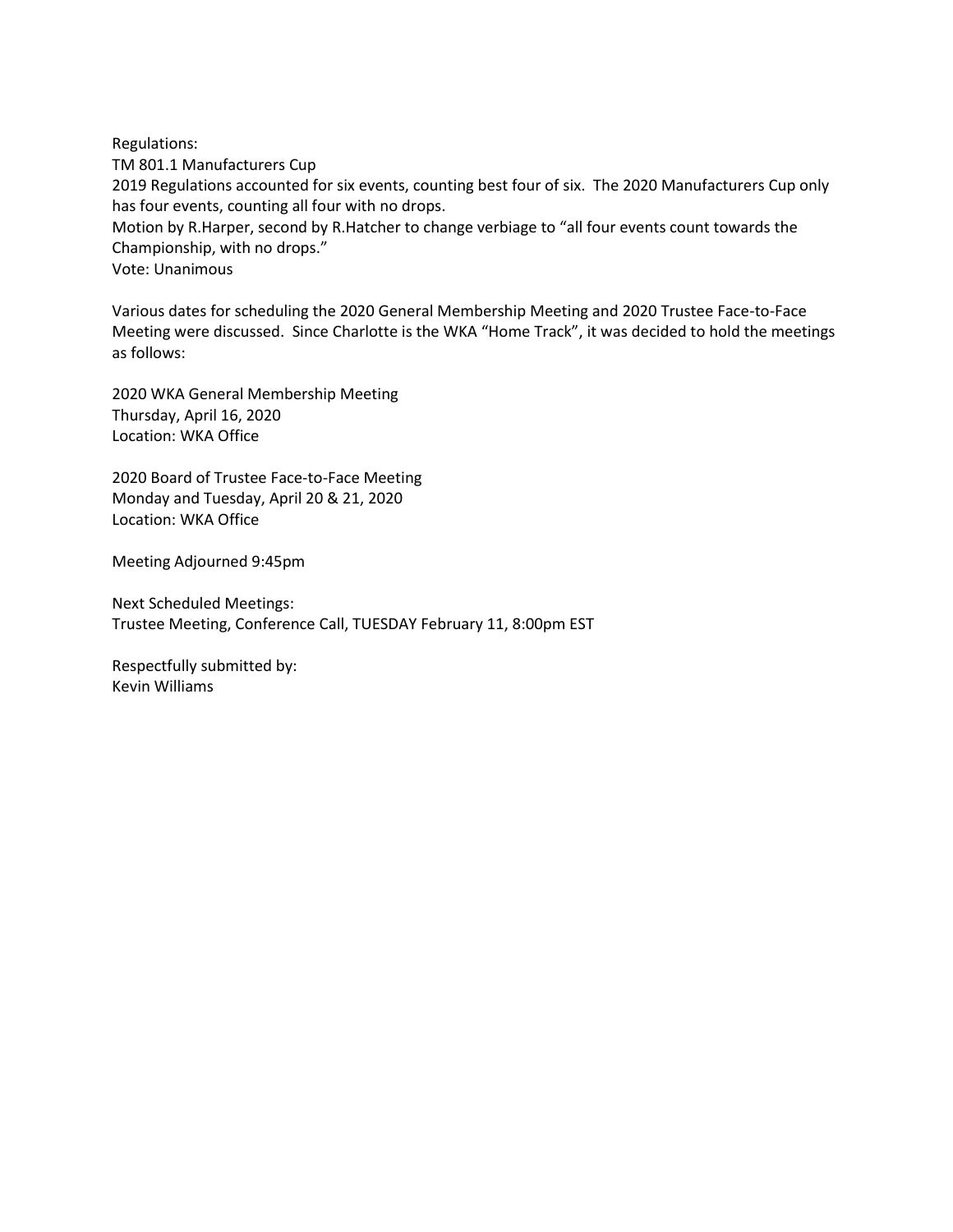Regulations:
TM 801.1 Manufacturers Cup
2019 Regulations accounted for six events, counting best four of six. The 2020 Manufacturers Cup only has four events, counting all four with no drops.
Motion by R.Harper, second by R.Hatcher to change verbiage to "all four events count towards the Championship, with no drops."
Vote: Unanimous

Various dates for scheduling the 2020 General Membership Meeting and 2020 Trustee Face-to-Face Meeting were discussed. Since Charlotte is the WKA "Home Track", it was decided to hold the meetings as follows:

2020 WKA General Membership Meeting
Thursday, April 16, 2020
Location: WKA Office

2020 Board of Trustee Face-to-Face Meeting
Monday and Tuesday, April 20 & 21, 2020
Location: WKA Office

Meeting Adjourned 9:45pm

Next Scheduled Meetings:
Trustee Meeting, Conference Call, TUESDAY February 11, 8:00pm EST

Respectfully submitted by:
Kevin Williams